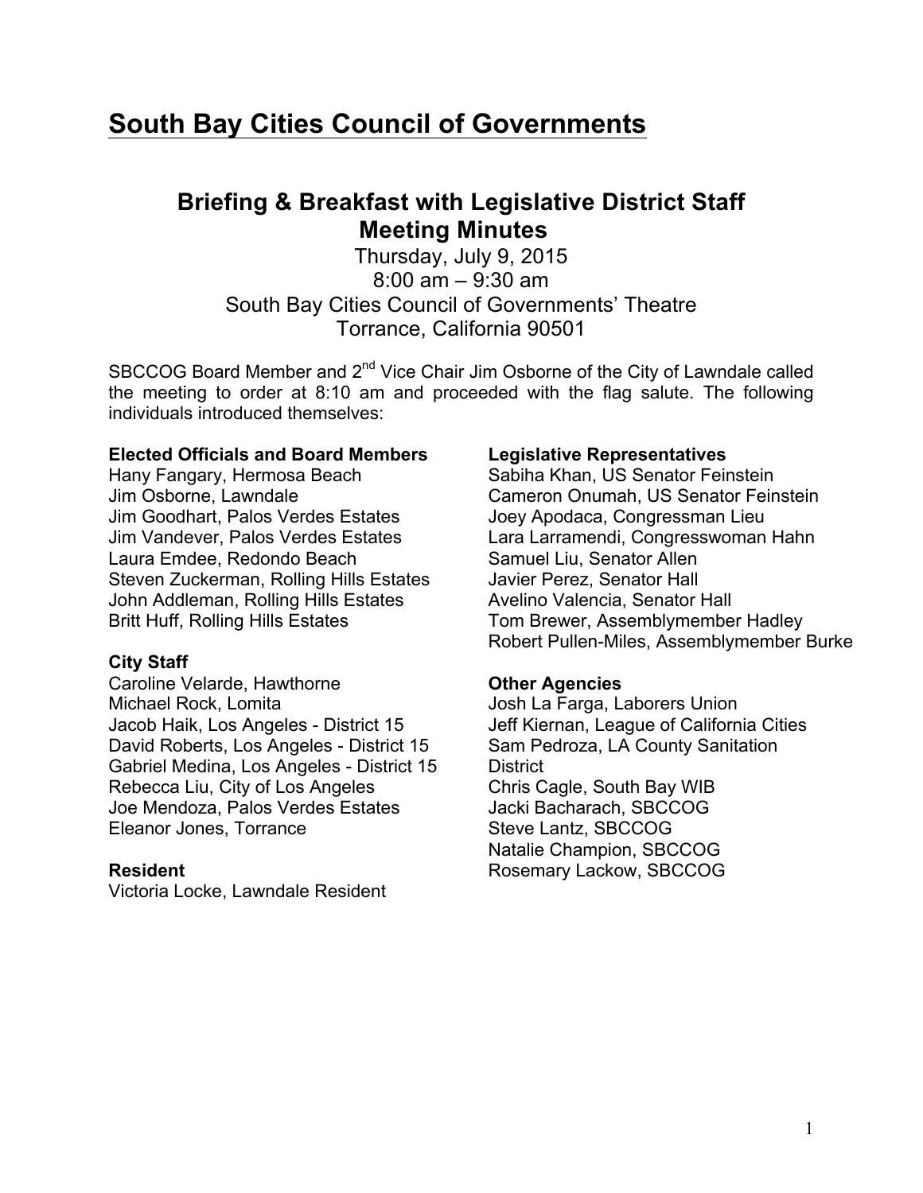# South Bay Cities Council of Governments

## Briefing & Breakfast with Legislative District Staff
## Meeting Minutes

Thursday, July 9, 2015
8:00 am – 9:30 am
South Bay Cities Council of Governments' Theatre
Torrance, California 90501

SBCCOG Board Member and 2nd Vice Chair Jim Osborne of the City of Lawndale called the meeting to order at 8:10 am and proceeded with the flag salute. The following individuals introduced themselves:

**Elected Officials and Board Members**
Hany Fangary, Hermosa Beach
Jim Osborne, Lawndale
Jim Goodhart, Palos Verdes Estates
Jim Vandever, Palos Verdes Estates
Laura Emdee, Redondo Beach
Steven Zuckerman, Rolling Hills Estates
John Addleman, Rolling Hills Estates
Britt Huff, Rolling Hills Estates

**City Staff**
Caroline Velarde, Hawthorne
Michael Rock, Lomita
Jacob Haik, Los Angeles - District 15
David Roberts, Los Angeles - District 15
Gabriel Medina, Los Angeles - District 15
Rebecca Liu, City of Los Angeles
Joe Mendoza, Palos Verdes Estates
Eleanor Jones, Torrance

**Resident**
Victoria Locke, Lawndale Resident

**Legislative Representatives**
Sabiha Khan, US Senator Feinstein
Cameron Onumah, US Senator Feinstein
Joey Apodaca, Congressman Lieu
Lara Larramendi, Congresswoman Hahn
Samuel Liu, Senator Allen
Javier Perez, Senator Hall
Avelino Valencia, Senator Hall
Tom Brewer, Assemblymember Hadley
Robert Pullen-Miles, Assemblymember Burke

**Other Agencies**
Josh La Farga, Laborers Union
Jeff Kiernan, League of California Cities
Sam Pedroza, LA County Sanitation District
Chris Cagle, South Bay WIB
Jacki Bacharach, SBCCOG
Steve Lantz, SBCCOG
Natalie Champion, SBCCOG
Rosemary Lackow, SBCCOG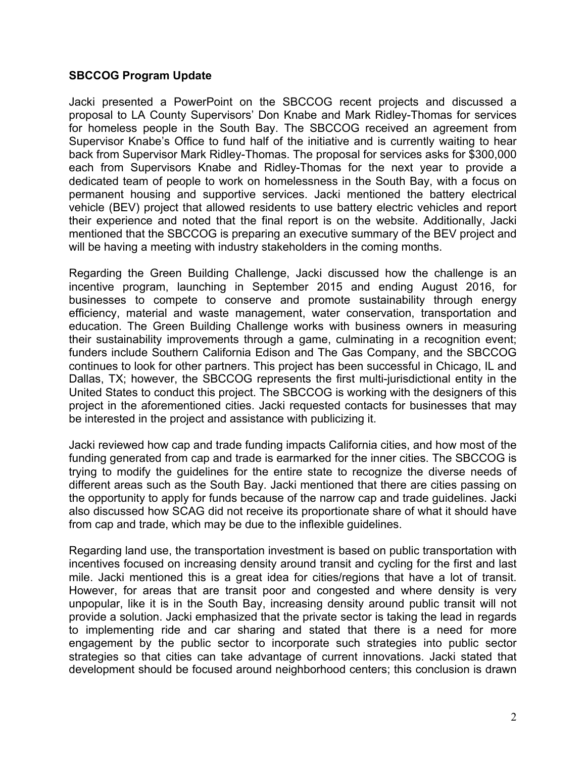**SBCCOG Program Update**

Jacki presented a PowerPoint on the SBCCOG recent projects and discussed a proposal to LA County Supervisors' Don Knabe and Mark Ridley-Thomas for services for homeless people in the South Bay. The SBCCOG received an agreement from Supervisor Knabe's Office to fund half of the initiative and is currently waiting to hear back from Supervisor Mark Ridley-Thomas. The proposal for services asks for $300,000 each from Supervisors Knabe and Ridley-Thomas for the next year to provide a dedicated team of people to work on homelessness in the South Bay, with a focus on permanent housing and supportive services. Jacki mentioned the battery electrical vehicle (BEV) project that allowed residents to use battery electric vehicles and report their experience and noted that the final report is on the website. Additionally, Jacki mentioned that the SBCCOG is preparing an executive summary of the BEV project and will be having a meeting with industry stakeholders in the coming months.

Regarding the Green Building Challenge, Jacki discussed how the challenge is an incentive program, launching in September 2015 and ending August 2016, for businesses to compete to conserve and promote sustainability through energy efficiency, material and waste management, water conservation, transportation and education. The Green Building Challenge works with business owners in measuring their sustainability improvements through a game, culminating in a recognition event; funders include Southern California Edison and The Gas Company, and the SBCCOG continues to look for other partners. This project has been successful in Chicago, IL and Dallas, TX; however, the SBCCOG represents the first multi-jurisdictional entity in the United States to conduct this project. The SBCCOG is working with the designers of this project in the aforementioned cities. Jacki requested contacts for businesses that may be interested in the project and assistance with publicizing it.

Jacki reviewed how cap and trade funding impacts California cities, and how most of the funding generated from cap and trade is earmarked for the inner cities. The SBCCOG is trying to modify the guidelines for the entire state to recognize the diverse needs of different areas such as the South Bay. Jacki mentioned that there are cities passing on the opportunity to apply for funds because of the narrow cap and trade guidelines. Jacki also discussed how SCAG did not receive its proportionate share of what it should have from cap and trade, which may be due to the inflexible guidelines.

Regarding land use, the transportation investment is based on public transportation with incentives focused on increasing density around transit and cycling for the first and last mile. Jacki mentioned this is a great idea for cities/regions that have a lot of transit. However, for areas that are transit poor and congested and where density is very unpopular, like it is in the South Bay, increasing density around public transit will not provide a solution. Jacki emphasized that the private sector is taking the lead in regards to implementing ride and car sharing and stated that there is a need for more engagement by the public sector to incorporate such strategies into public sector strategies so that cities can take advantage of current innovations. Jacki stated that development should be focused around neighborhood centers; this conclusion is drawn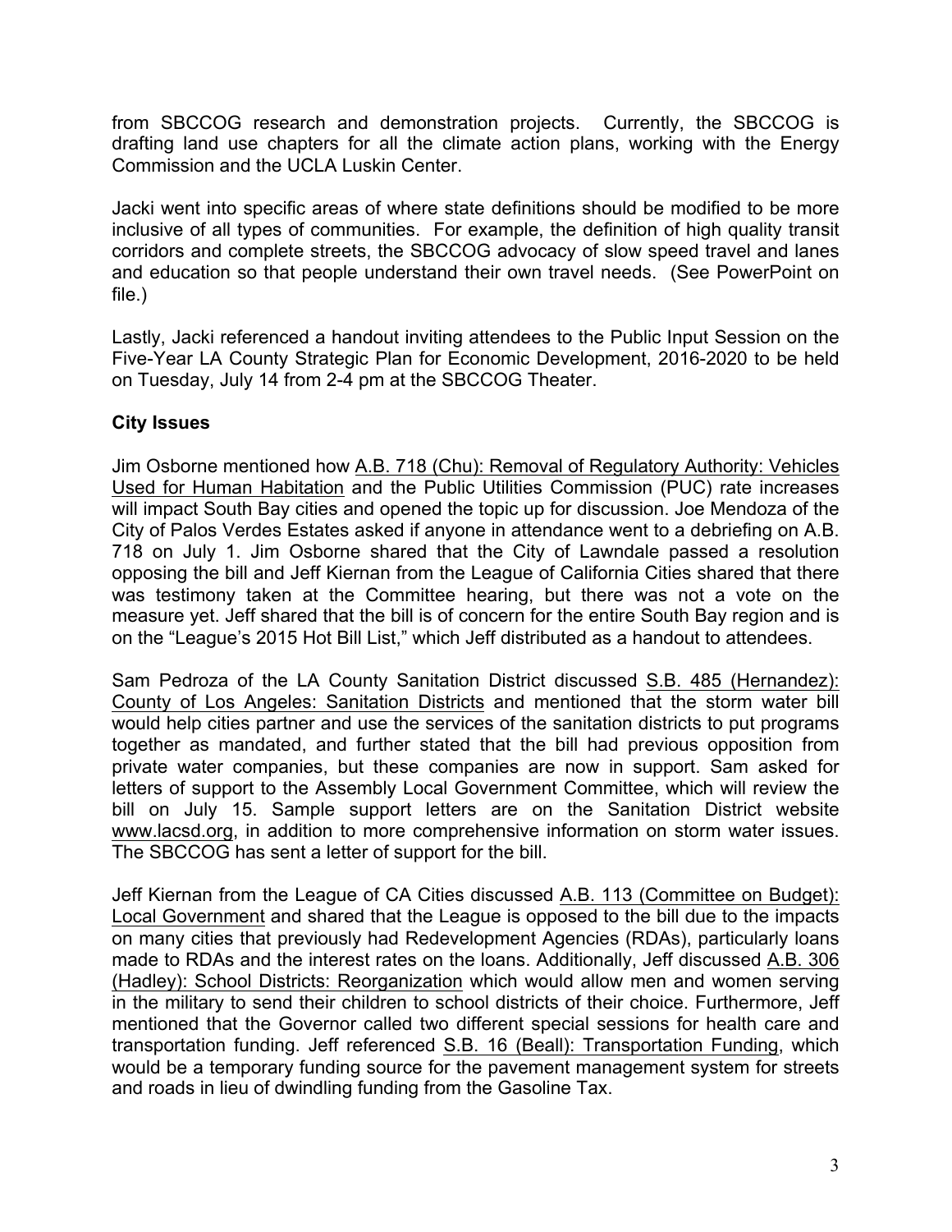from SBCCOG research and demonstration projects. Currently, the SBCCOG is drafting land use chapters for all the climate action plans, working with the Energy Commission and the UCLA Luskin Center.

Jacki went into specific areas of where state definitions should be modified to be more inclusive of all types of communities. For example, the definition of high quality transit corridors and complete streets, the SBCCOG advocacy of slow speed travel and lanes and education so that people understand their own travel needs. (See PowerPoint on file.)

Lastly, Jacki referenced a handout inviting attendees to the Public Input Session on the Five-Year LA County Strategic Plan for Economic Development, 2016-2020 to be held on Tuesday, July 14 from 2-4 pm at the SBCCOG Theater.

**City Issues**

Jim Osborne mentioned how A.B. 718 (Chu): Removal of Regulatory Authority: Vehicles Used for Human Habitation and the Public Utilities Commission (PUC) rate increases will impact South Bay cities and opened the topic up for discussion. Joe Mendoza of the City of Palos Verdes Estates asked if anyone in attendance went to a debriefing on A.B. 718 on July 1. Jim Osborne shared that the City of Lawndale passed a resolution opposing the bill and Jeff Kiernan from the League of California Cities shared that there was testimony taken at the Committee hearing, but there was not a vote on the measure yet. Jeff shared that the bill is of concern for the entire South Bay region and is on the "League's 2015 Hot Bill List," which Jeff distributed as a handout to attendees.

Sam Pedroza of the LA County Sanitation District discussed S.B. 485 (Hernandez): County of Los Angeles: Sanitation Districts and mentioned that the storm water bill would help cities partner and use the services of the sanitation districts to put programs together as mandated, and further stated that the bill had previous opposition from private water companies, but these companies are now in support. Sam asked for letters of support to the Assembly Local Government Committee, which will review the bill on July 15. Sample support letters are on the Sanitation District website www.lacsd.org, in addition to more comprehensive information on storm water issues. The SBCCOG has sent a letter of support for the bill.

Jeff Kiernan from the League of CA Cities discussed A.B. 113 (Committee on Budget): Local Government and shared that the League is opposed to the bill due to the impacts on many cities that previously had Redevelopment Agencies (RDAs), particularly loans made to RDAs and the interest rates on the loans. Additionally, Jeff discussed A.B. 306 (Hadley): School Districts: Reorganization which would allow men and women serving in the military to send their children to school districts of their choice. Furthermore, Jeff mentioned that the Governor called two different special sessions for health care and transportation funding. Jeff referenced S.B. 16 (Beall): Transportation Funding, which would be a temporary funding source for the pavement management system for streets and roads in lieu of dwindling funding from the Gasoline Tax.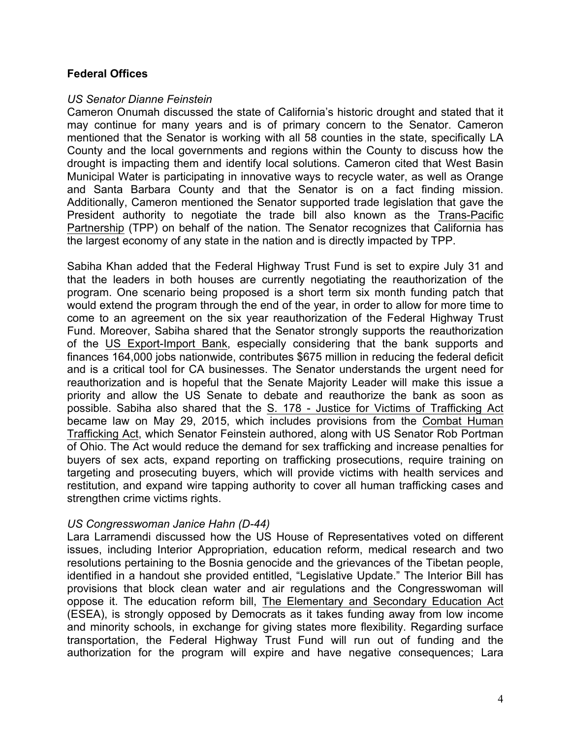**Federal Offices**

*US Senator Dianne Feinstein*

Cameron Onumah discussed the state of California's historic drought and stated that it may continue for many years and is of primary concern to the Senator. Cameron mentioned that the Senator is working with all 58 counties in the state, specifically LA County and the local governments and regions within the County to discuss how the drought is impacting them and identify local solutions. Cameron cited that West Basin Municipal Water is participating in innovative ways to recycle water, as well as Orange and Santa Barbara County and that the Senator is on a fact finding mission. Additionally, Cameron mentioned the Senator supported trade legislation that gave the President authority to negotiate the trade bill also known as the Trans-Pacific Partnership (TPP) on behalf of the nation. The Senator recognizes that California has the largest economy of any state in the nation and is directly impacted by TPP.

Sabiha Khan added that the Federal Highway Trust Fund is set to expire July 31 and that the leaders in both houses are currently negotiating the reauthorization of the program. One scenario being proposed is a short term six month funding patch that would extend the program through the end of the year, in order to allow for more time to come to an agreement on the six year reauthorization of the Federal Highway Trust Fund. Moreover, Sabiha shared that the Senator strongly supports the reauthorization of the US Export-Import Bank, especially considering that the bank supports and finances 164,000 jobs nationwide, contributes $675 million in reducing the federal deficit and is a critical tool for CA businesses. The Senator understands the urgent need for reauthorization and is hopeful that the Senate Majority Leader will make this issue a priority and allow the US Senate to debate and reauthorize the bank as soon as possible. Sabiha also shared that the S. 178 - Justice for Victims of Trafficking Act became law on May 29, 2015, which includes provisions from the Combat Human Trafficking Act, which Senator Feinstein authored, along with US Senator Rob Portman of Ohio. The Act would reduce the demand for sex trafficking and increase penalties for buyers of sex acts, expand reporting on trafficking prosecutions, require training on targeting and prosecuting buyers, which will provide victims with health services and restitution, and expand wire tapping authority to cover all human trafficking cases and strengthen crime victims rights.

*US Congresswoman Janice Hahn (D-44)*

Lara Larramendi discussed how the US House of Representatives voted on different issues, including Interior Appropriation, education reform, medical research and two resolutions pertaining to the Bosnia genocide and the grievances of the Tibetan people, identified in a handout she provided entitled, "Legislative Update." The Interior Bill has provisions that block clean water and air regulations and the Congresswoman will oppose it. The education reform bill, The Elementary and Secondary Education Act (ESEA), is strongly opposed by Democrats as it takes funding away from low income and minority schools, in exchange for giving states more flexibility. Regarding surface transportation, the Federal Highway Trust Fund will run out of funding and the authorization for the program will expire and have negative consequences; Lara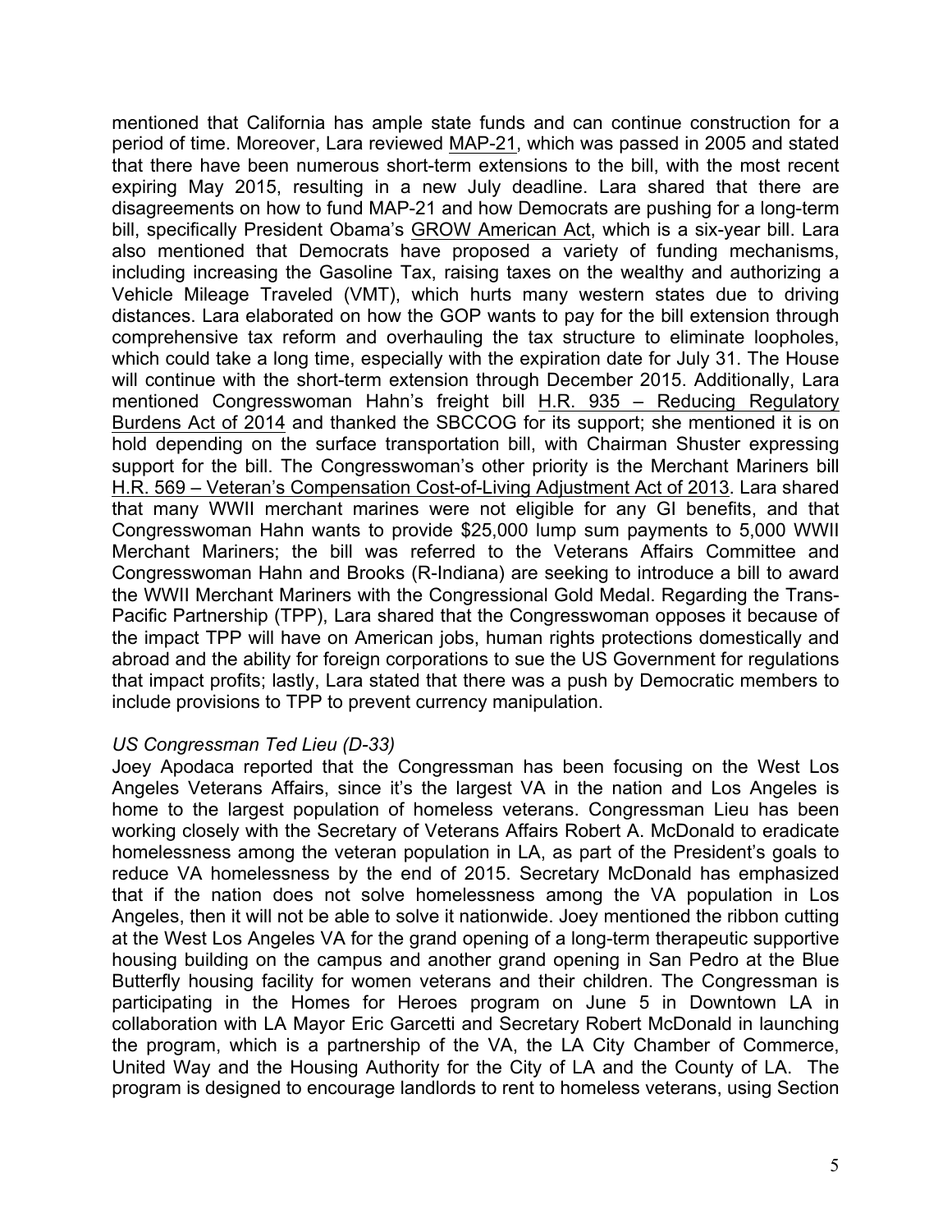mentioned that California has ample state funds and can continue construction for a period of time. Moreover, Lara reviewed MAP-21, which was passed in 2005 and stated that there have been numerous short-term extensions to the bill, with the most recent expiring May 2015, resulting in a new July deadline. Lara shared that there are disagreements on how to fund MAP-21 and how Democrats are pushing for a long-term bill, specifically President Obama's GROW American Act, which is a six-year bill. Lara also mentioned that Democrats have proposed a variety of funding mechanisms, including increasing the Gasoline Tax, raising taxes on the wealthy and authorizing a Vehicle Mileage Traveled (VMT), which hurts many western states due to driving distances. Lara elaborated on how the GOP wants to pay for the bill extension through comprehensive tax reform and overhauling the tax structure to eliminate loopholes, which could take a long time, especially with the expiration date for July 31. The House will continue with the short-term extension through December 2015. Additionally, Lara mentioned Congresswoman Hahn's freight bill H.R. 935 – Reducing Regulatory Burdens Act of 2014 and thanked the SBCCOG for its support; she mentioned it is on hold depending on the surface transportation bill, with Chairman Shuster expressing support for the bill. The Congresswoman's other priority is the Merchant Mariners bill H.R. 569 – Veteran's Compensation Cost-of-Living Adjustment Act of 2013. Lara shared that many WWII merchant marines were not eligible for any GI benefits, and that Congresswoman Hahn wants to provide $25,000 lump sum payments to 5,000 WWII Merchant Mariners; the bill was referred to the Veterans Affairs Committee and Congresswoman Hahn and Brooks (R-Indiana) are seeking to introduce a bill to award the WWII Merchant Mariners with the Congressional Gold Medal. Regarding the Trans-Pacific Partnership (TPP), Lara shared that the Congresswoman opposes it because of the impact TPP will have on American jobs, human rights protections domestically and abroad and the ability for foreign corporations to sue the US Government for regulations that impact profits; lastly, Lara stated that there was a push by Democratic members to include provisions to TPP to prevent currency manipulation.

*US Congressman Ted Lieu (D-33)*

Joey Apodaca reported that the Congressman has been focusing on the West Los Angeles Veterans Affairs, since it's the largest VA in the nation and Los Angeles is home to the largest population of homeless veterans. Congressman Lieu has been working closely with the Secretary of Veterans Affairs Robert A. McDonald to eradicate homelessness among the veteran population in LA, as part of the President's goals to reduce VA homelessness by the end of 2015. Secretary McDonald has emphasized that if the nation does not solve homelessness among the VA population in Los Angeles, then it will not be able to solve it nationwide. Joey mentioned the ribbon cutting at the West Los Angeles VA for the grand opening of a long-term therapeutic supportive housing building on the campus and another grand opening in San Pedro at the Blue Butterfly housing facility for women veterans and their children. The Congressman is participating in the Homes for Heroes program on June 5 in Downtown LA in collaboration with LA Mayor Eric Garcetti and Secretary Robert McDonald in launching the program, which is a partnership of the VA, the LA City Chamber of Commerce, United Way and the Housing Authority for the City of LA and the County of LA. The program is designed to encourage landlords to rent to homeless veterans, using Section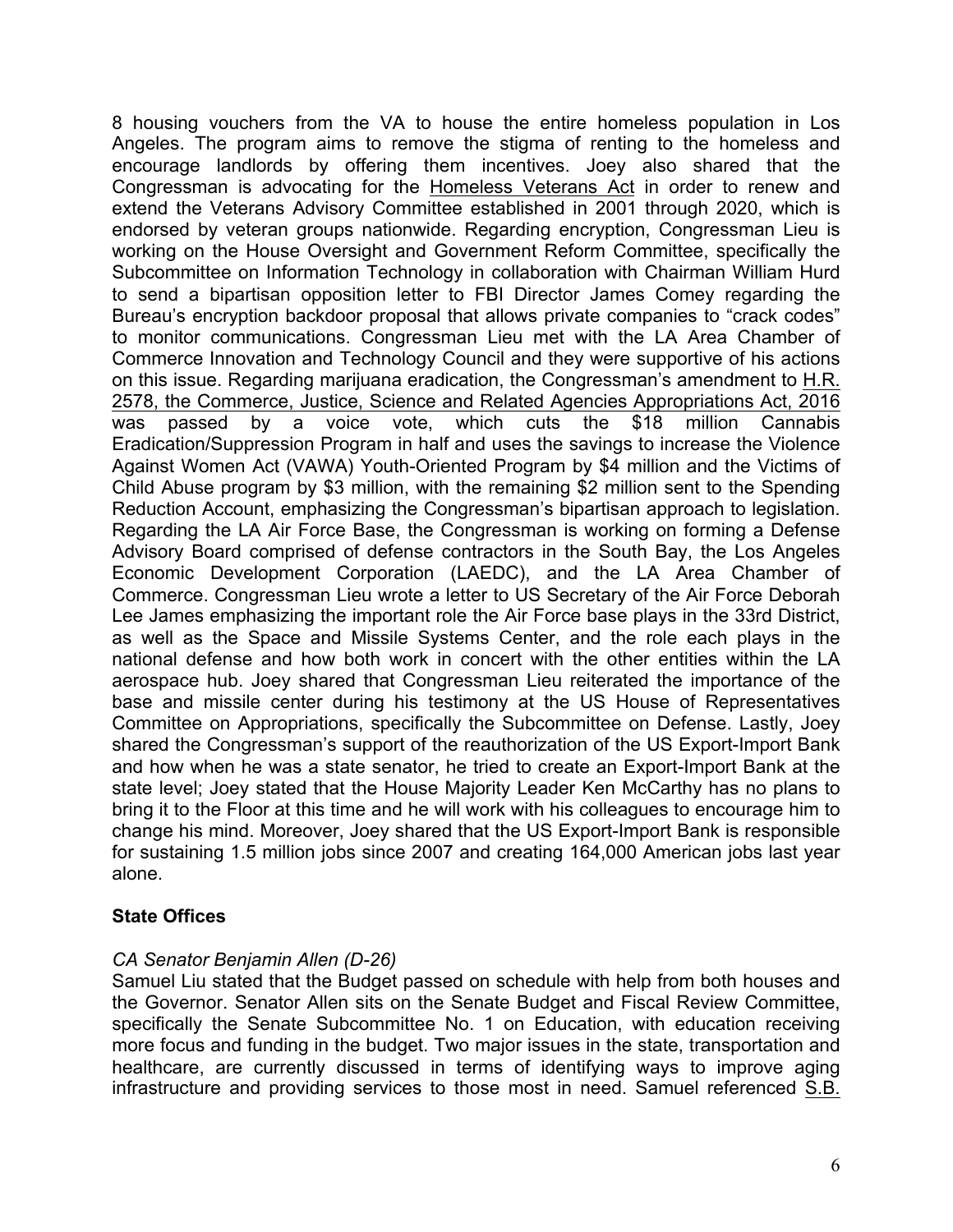8 housing vouchers from the VA to house the entire homeless population in Los Angeles. The program aims to remove the stigma of renting to the homeless and encourage landlords by offering them incentives. Joey also shared that the Congressman is advocating for the Homeless Veterans Act in order to renew and extend the Veterans Advisory Committee established in 2001 through 2020, which is endorsed by veteran groups nationwide. Regarding encryption, Congressman Lieu is working on the House Oversight and Government Reform Committee, specifically the Subcommittee on Information Technology in collaboration with Chairman William Hurd to send a bipartisan opposition letter to FBI Director James Comey regarding the Bureau's encryption backdoor proposal that allows private companies to "crack codes" to monitor communications. Congressman Lieu met with the LA Area Chamber of Commerce Innovation and Technology Council and they were supportive of his actions on this issue. Regarding marijuana eradication, the Congressman's amendment to H.R. 2578, the Commerce, Justice, Science and Related Agencies Appropriations Act, 2016 was passed by a voice vote, which cuts the $18 million Cannabis Eradication/Suppression Program in half and uses the savings to increase the Violence Against Women Act (VAWA) Youth-Oriented Program by $4 million and the Victims of Child Abuse program by $3 million, with the remaining $2 million sent to the Spending Reduction Account, emphasizing the Congressman's bipartisan approach to legislation. Regarding the LA Air Force Base, the Congressman is working on forming a Defense Advisory Board comprised of defense contractors in the South Bay, the Los Angeles Economic Development Corporation (LAEDC), and the LA Area Chamber of Commerce. Congressman Lieu wrote a letter to US Secretary of the Air Force Deborah Lee James emphasizing the important role the Air Force base plays in the 33rd District, as well as the Space and Missile Systems Center, and the role each plays in the national defense and how both work in concert with the other entities within the LA aerospace hub. Joey shared that Congressman Lieu reiterated the importance of the base and missile center during his testimony at the US House of Representatives Committee on Appropriations, specifically the Subcommittee on Defense. Lastly, Joey shared the Congressman's support of the reauthorization of the US Export-Import Bank and how when he was a state senator, he tried to create an Export-Import Bank at the state level; Joey stated that the House Majority Leader Ken McCarthy has no plans to bring it to the Floor at this time and he will work with his colleagues to encourage him to change his mind. Moreover, Joey shared that the US Export-Import Bank is responsible for sustaining 1.5 million jobs since 2007 and creating 164,000 American jobs last year alone.

**State Offices**

*CA Senator Benjamin Allen (D-26)*

Samuel Liu stated that the Budget passed on schedule with help from both houses and the Governor. Senator Allen sits on the Senate Budget and Fiscal Review Committee, specifically the Senate Subcommittee No. 1 on Education, with education receiving more focus and funding in the budget. Two major issues in the state, transportation and healthcare, are currently discussed in terms of identifying ways to improve aging infrastructure and providing services to those most in need. Samuel referenced S.B.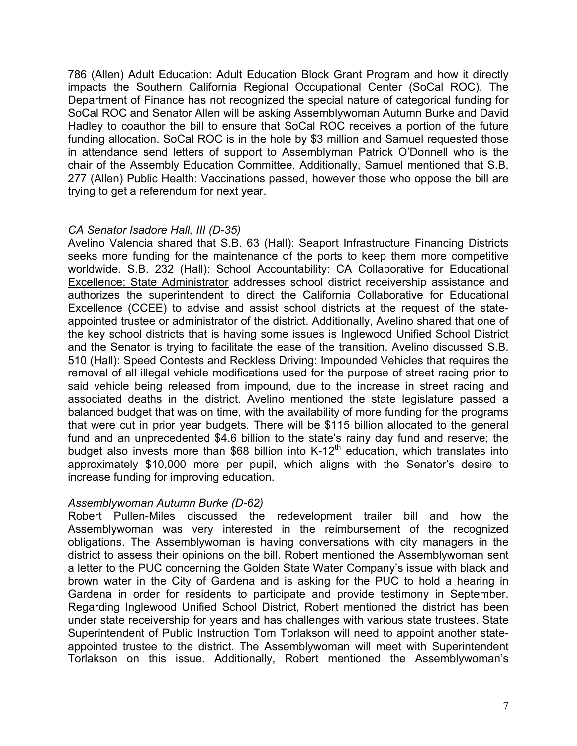786 (Allen) Adult Education: Adult Education Block Grant Program and how it directly impacts the Southern California Regional Occupational Center (SoCal ROC). The Department of Finance has not recognized the special nature of categorical funding for SoCal ROC and Senator Allen will be asking Assemblywoman Autumn Burke and David Hadley to coauthor the bill to ensure that SoCal ROC receives a portion of the future funding allocation. SoCal ROC is in the hole by $3 million and Samuel requested those in attendance send letters of support to Assemblyman Patrick O'Donnell who is the chair of the Assembly Education Committee. Additionally, Samuel mentioned that S.B. 277 (Allen) Public Health: Vaccinations passed, however those who oppose the bill are trying to get a referendum for next year.

*CA Senator Isadore Hall, III (D-35)*

Avelino Valencia shared that S.B. 63 (Hall): Seaport Infrastructure Financing Districts seeks more funding for the maintenance of the ports to keep them more competitive worldwide. S.B. 232 (Hall): School Accountability: CA Collaborative for Educational Excellence: State Administrator addresses school district receivership assistance and authorizes the superintendent to direct the California Collaborative for Educational Excellence (CCEE) to advise and assist school districts at the request of the state-appointed trustee or administrator of the district. Additionally, Avelino shared that one of the key school districts that is having some issues is Inglewood Unified School District and the Senator is trying to facilitate the ease of the transition. Avelino discussed S.B. 510 (Hall): Speed Contests and Reckless Driving: Impounded Vehicles that requires the removal of all illegal vehicle modifications used for the purpose of street racing prior to said vehicle being released from impound, due to the increase in street racing and associated deaths in the district. Avelino mentioned the state legislature passed a balanced budget that was on time, with the availability of more funding for the programs that were cut in prior year budgets. There will be $115 billion allocated to the general fund and an unprecedented $4.6 billion to the state's rainy day fund and reserve; the budget also invests more than $68 billion into K-12th education, which translates into approximately $10,000 more per pupil, which aligns with the Senator's desire to increase funding for improving education.

*Assemblywoman Autumn Burke (D-62)*

Robert Pullen-Miles discussed the redevelopment trailer bill and how the Assemblywoman was very interested in the reimbursement of the recognized obligations. The Assemblywoman is having conversations with city managers in the district to assess their opinions on the bill. Robert mentioned the Assemblywoman sent a letter to the PUC concerning the Golden State Water Company's issue with black and brown water in the City of Gardena and is asking for the PUC to hold a hearing in Gardena in order for residents to participate and provide testimony in September. Regarding Inglewood Unified School District, Robert mentioned the district has been under state receivership for years and has challenges with various state trustees. State Superintendent of Public Instruction Tom Torlakson will need to appoint another state-appointed trustee to the district. The Assemblywoman will meet with Superintendent Torlakson on this issue. Additionally, Robert mentioned the Assemblywoman's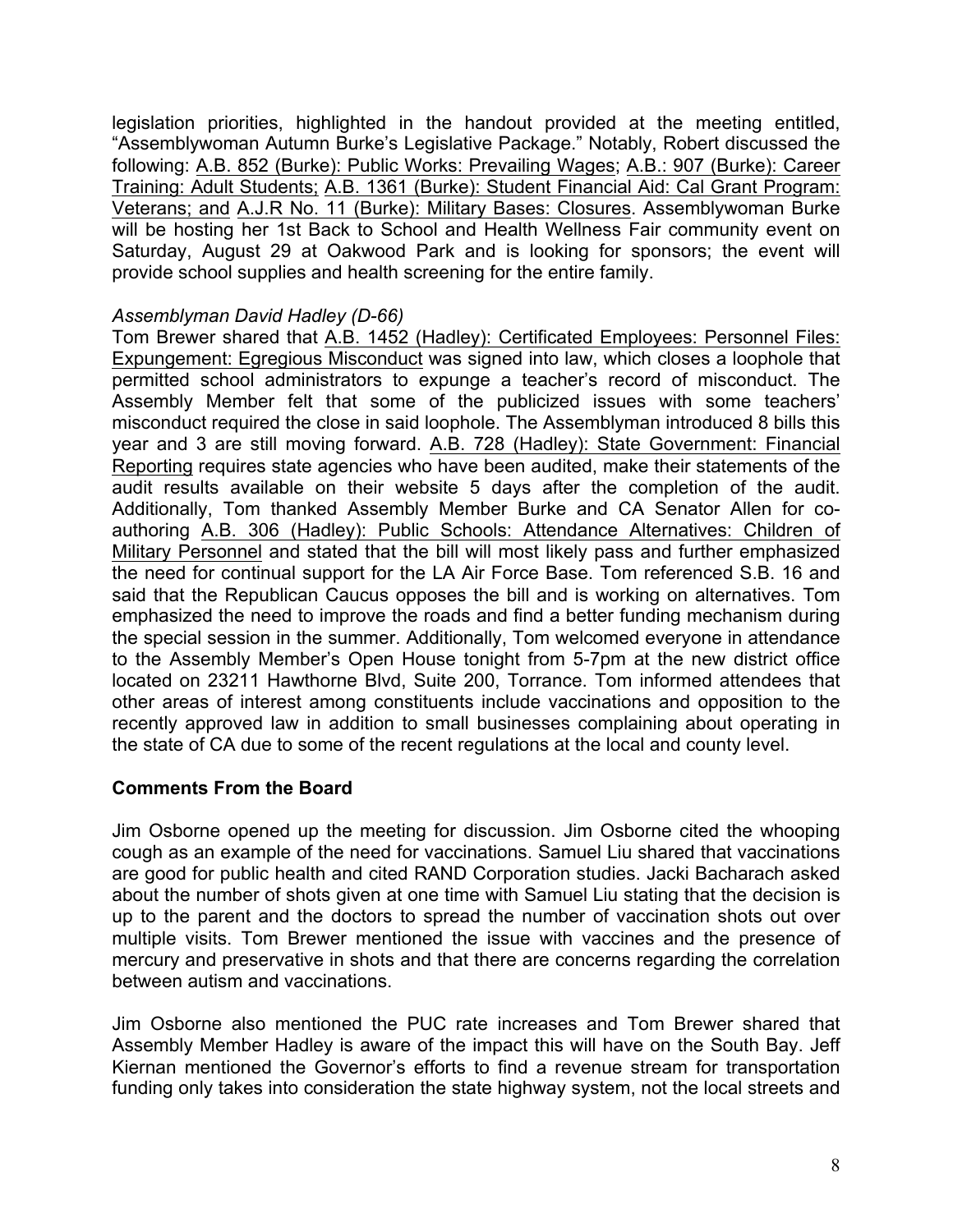legislation priorities, highlighted in the handout provided at the meeting entitled, "Assemblywoman Autumn Burke's Legislative Package." Notably, Robert discussed the following: <u>A.B. 852 (Burke): Public Works: Prevailing Wages</u>; <u>A.B.: 907 (Burke): Career Training: Adult Students;</u> <u>A.B. 1361 (Burke): Student Financial Aid: Cal Grant Program: Veterans; and</u> <u>A.J.R No. 11 (Burke): Military Bases: Closures</u>. Assemblywoman Burke will be hosting her 1st Back to School and Health Wellness Fair community event on Saturday, August 29 at Oakwood Park and is looking for sponsors; the event will provide school supplies and health screening for the entire family.

*Assemblyman David Hadley (D-66)*

Tom Brewer shared that <u>A.B. 1452 (Hadley): Certificated Employees: Personnel Files: Expungement: Egregious Misconduct</u> was signed into law, which closes a loophole that permitted school administrators to expunge a teacher's record of misconduct. The Assembly Member felt that some of the publicized issues with some teachers' misconduct required the close in said loophole. The Assemblyman introduced 8 bills this year and 3 are still moving forward. <u>A.B. 728 (Hadley): State Government: Financial Reporting</u> requires state agencies who have been audited, make their statements of the audit results available on their website 5 days after the completion of the audit. Additionally, Tom thanked Assembly Member Burke and CA Senator Allen for co-authoring <u>A.B. 306 (Hadley): Public Schools: Attendance Alternatives: Children of Military Personnel</u> and stated that the bill will most likely pass and further emphasized the need for continual support for the LA Air Force Base. Tom referenced S.B. 16 and said that the Republican Caucus opposes the bill and is working on alternatives. Tom emphasized the need to improve the roads and find a better funding mechanism during the special session in the summer. Additionally, Tom welcomed everyone in attendance to the Assembly Member's Open House tonight from 5-7pm at the new district office located on 23211 Hawthorne Blvd, Suite 200, Torrance. Tom informed attendees that other areas of interest among constituents include vaccinations and opposition to the recently approved law in addition to small businesses complaining about operating in the state of CA due to some of the recent regulations at the local and county level.

## Comments From the Board

Jim Osborne opened up the meeting for discussion. Jim Osborne cited the whooping cough as an example of the need for vaccinations. Samuel Liu shared that vaccinations are good for public health and cited RAND Corporation studies. Jacki Bacharach asked about the number of shots given at one time with Samuel Liu stating that the decision is up to the parent and the doctors to spread the number of vaccination shots out over multiple visits. Tom Brewer mentioned the issue with vaccines and the presence of mercury and preservative in shots and that there are concerns regarding the correlation between autism and vaccinations.

Jim Osborne also mentioned the PUC rate increases and Tom Brewer shared that Assembly Member Hadley is aware of the impact this will have on the South Bay. Jeff Kiernan mentioned the Governor's efforts to find a revenue stream for transportation funding only takes into consideration the state highway system, not the local streets and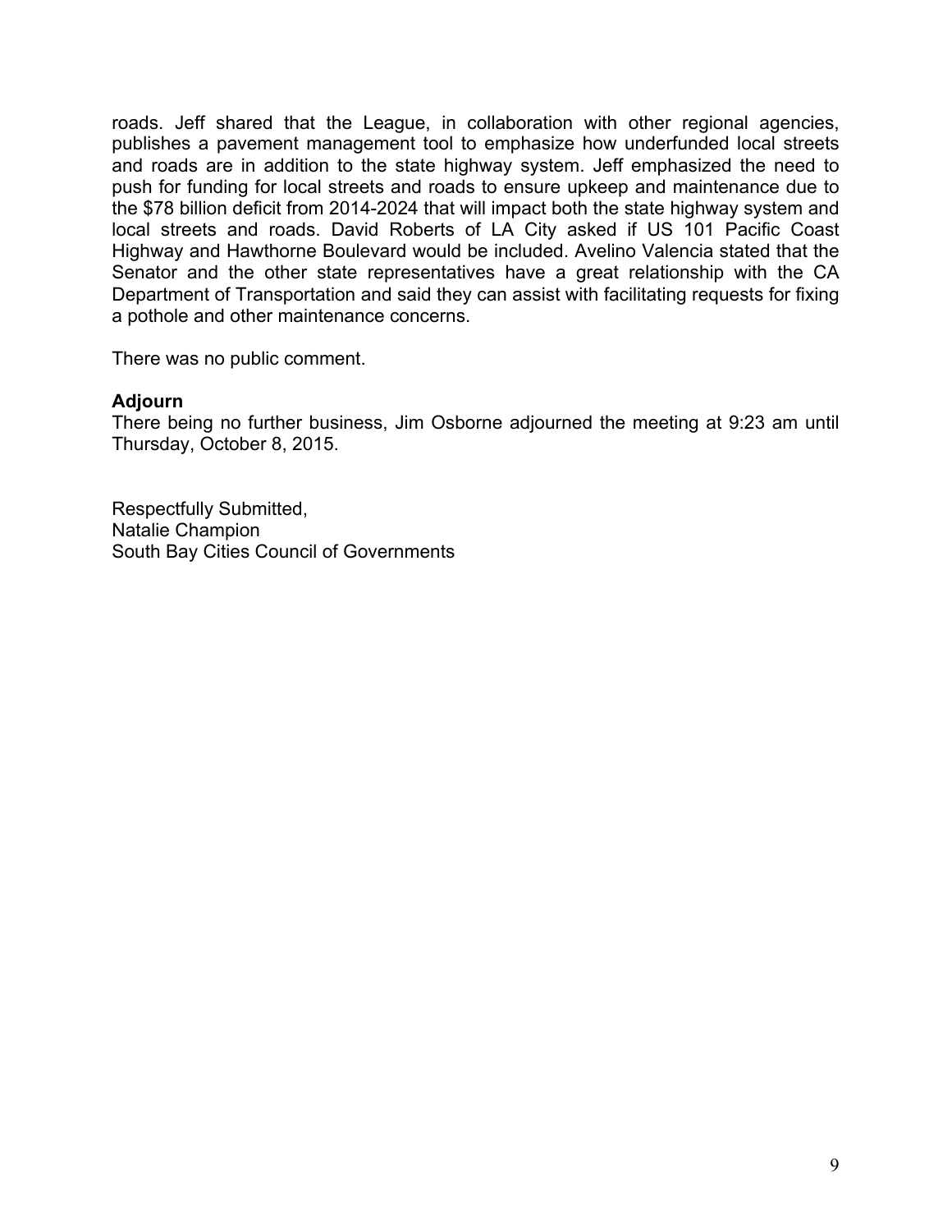roads. Jeff shared that the League, in collaboration with other regional agencies, publishes a pavement management tool to emphasize how underfunded local streets and roads are in addition to the state highway system. Jeff emphasized the need to push for funding for local streets and roads to ensure upkeep and maintenance due to the $78 billion deficit from 2014-2024 that will impact both the state highway system and local streets and roads. David Roberts of LA City asked if US 101 Pacific Coast Highway and Hawthorne Boulevard would be included. Avelino Valencia stated that the Senator and the other state representatives have a great relationship with the CA Department of Transportation and said they can assist with facilitating requests for fixing a pothole and other maintenance concerns.

There was no public comment.

**Adjourn**

There being no further business, Jim Osborne adjourned the meeting at 9:23 am until Thursday, October 8, 2015.

Respectfully Submitted,
Natalie Champion
South Bay Cities Council of Governments